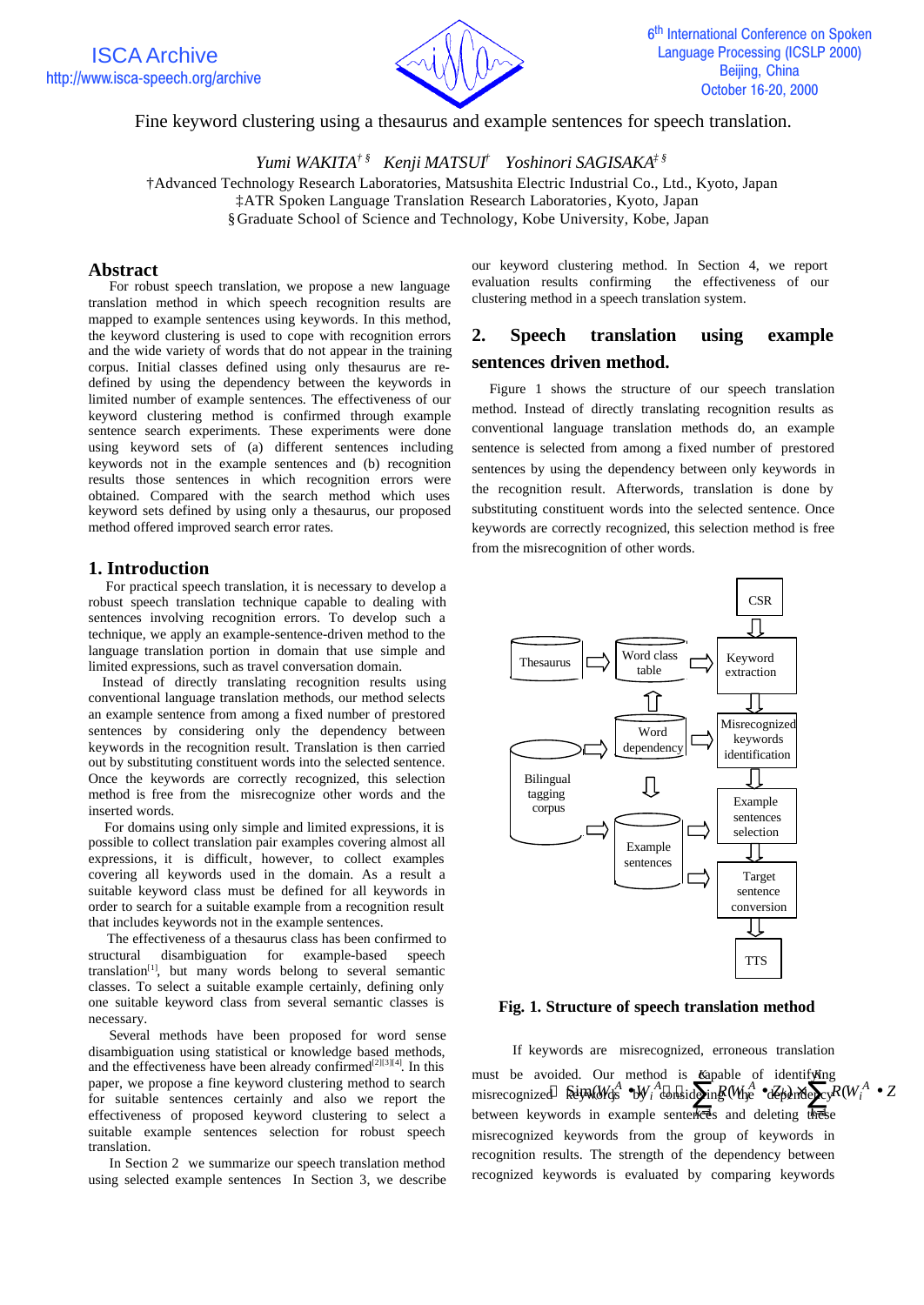# Fine keyword clustering using a thesaurus and example sentences for speech translation.

*Yumi WAKITA*[†§] *Kenji MATSUI*[†] *Yoshinori SAGISAKA*[‡§]

†Advanced Technology Research Laboratories, Matsushita Electric Industrial Co., Ltd., Kyoto, Japan
‡ATR Spoken Language Translation Research Laboratories, Kyoto, Japan
§Graduate School of Science and Technology, Kobe University, Kobe, Japan

## Abstract

For robust speech translation, we propose a new language translation method in which speech recognition results are mapped to example sentences using keywords. In this method, the keyword clustering is used to cope with recognition errors and the wide variety of words that do not appear in the training corpus. Initial classes defined using only thesaurus are re-defined by using the dependency between the keywords in limited number of example sentences. The effectiveness of our keyword clustering method is confirmed through example sentence search experiments. These experiments were done using keyword sets of (a) different sentences including keywords not in the example sentences and (b) recognition results those sentences in which recognition errors were obtained. Compared with the search method which uses keyword sets defined by using only a thesaurus, our proposed method offered improved search error rates.

## 1. Introduction

For practical speech translation, it is necessary to develop a robust speech translation technique capable to dealing with sentences involving recognition errors. To develop such a technique, we apply an example-sentence-driven method to the language translation portion in domain that use simple and limited expressions, such as travel conversation domain.

Instead of directly translating recognition results using conventional language translation methods, our method selects an example sentence from among a fixed number of prestored sentences by considering only the dependency between keywords in the recognition result. Translation is then carried out by substituting constituent words into the selected sentence. Once the keywords are correctly recognized, this selection method is free from the misrecognize other words and the inserted words.

For domains using only simple and limited expressions, it is possible to collect translation pair examples covering almost all expressions, it is difficult, however, to collect examples covering all keywords used in the domain. As a result a suitable keyword class must be defined for all keywords in order to search for a suitable example from a recognition result that includes keywords not in the example sentences.

The effectiveness of a thesaurus class has been confirmed to structural disambiguation for example-based speech translation[1], but many words belong to several semantic classes. To select a suitable example certainly, defining only one suitable keyword class from several semantic classes is necessary.

Several methods have been proposed for word sense disambiguation using statistical or knowledge based methods, and the effectiveness have been already confirmed[2][3][4]. In this paper, we propose a fine keyword clustering method to search for suitable sentences certainly and also we report the effectiveness of proposed keyword clustering to select a suitable example sentences selection for robust speech translation.

In Section 2 we summarize our speech translation method using selected example sentences In Section 3, we describe our keyword clustering method. In Section 4, we report evaluation results confirming the effectiveness of our clustering method in a speech translation system.

## 2. Speech translation using example sentences driven method.

Figure 1 shows the structure of our speech translation method. Instead of directly translating recognition results as conventional language translation methods do, an example sentence is selected from among a fixed number of prestored sentences by using the dependency between only keywords in the recognition result. Afterwords, translation is done by substituting constituent words into the selected sentence. Once keywords are correctly recognized, this selection method is free from the misrecognition of other words.

**Fig. 1. Structure of speech translation method**

If keywords are misrecognized, erroneous translation must be avoided. Our method is capable of identifying misrecognized keywords by considering the dependency between keywords in example sentences and deleting these misrecognized keywords from the group of keywords in recognition results. The strength of the dependency between recognized keywords is evaluated by comparing keywords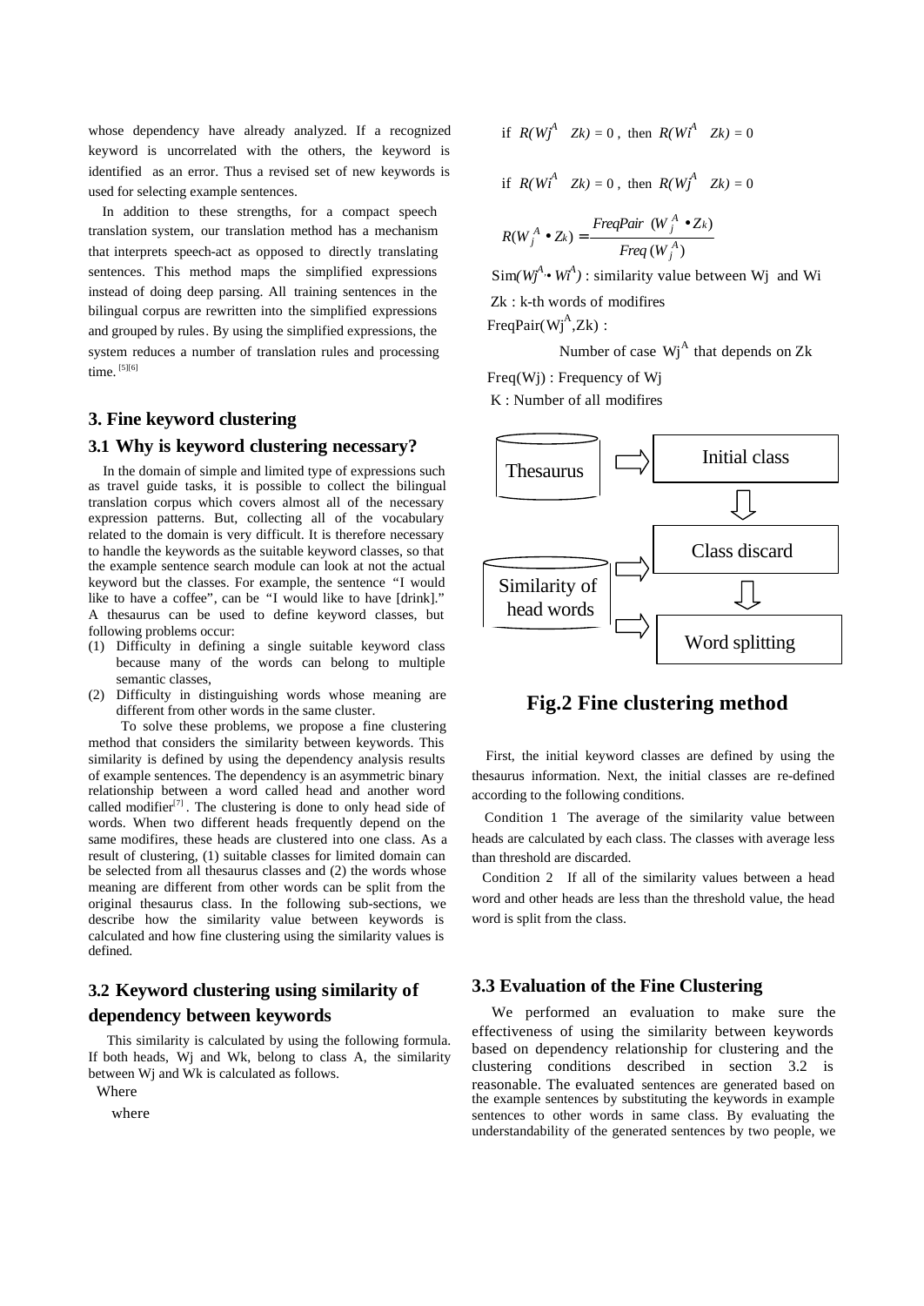whose dependency have already analyzed. If a recognized keyword is uncorrelated with the others, the keyword is identified as an error. Thus a revised set of new keywords is used for selecting example sentences.

In addition to these strengths, for a compact speech translation system, our translation method has a mechanism that interprets speech-act as opposed to directly translating sentences. This method maps the simplified expressions instead of doing deep parsing. All training sentences in the bilingual corpus are rewritten into the simplified expressions and grouped by rules. By using the simplified expressions, the system reduces a number of translation rules and processing time. [5][6]

## 3. Fine keyword clustering

### 3.1 Why is keyword clustering necessary?

In the domain of simple and limited type of expressions such as travel guide tasks, it is possible to collect the bilingual translation corpus which covers almost all of the necessary expression patterns. But, collecting all of the vocabulary related to the domain is very difficult. It is therefore necessary to handle the keywords as the suitable keyword classes, so that the example sentence search module can look at not the actual keyword but the classes. For example, the sentence "I would like to have a coffee", can be "I would like to have [drink]." A thesaurus can be used to define keyword classes, but following problems occur:

(1) Difficulty in defining a single suitable keyword class because many of the words can belong to multiple semantic classes,
(2) Difficulty in distinguishing words whose meaning are different from other words in the same cluster.

To solve these problems, we propose a fine clustering method that considers the similarity between keywords. This similarity is defined by using the dependency analysis results of example sentences. The dependency is an asymmetric binary relationship between a word called head and another word called modifier[7]. The clustering is done to only head side of words. When two different heads frequently depend on the same modifires, these heads are clustered into one class. As a result of clustering, (1) suitable classes for limited domain can be selected from all thesaurus classes and (2) the words whose meaning are different from other words can be split from the original thesaurus class. In the following sub-sections, we describe how the similarity value between keywords is calculated and how fine clustering using the similarity values is defined.

### 3.2 Keyword clustering using similarity of dependency between keywords

This similarity is calculated by using the following formula. If both heads, Wj and Wk, belong to class A, the similarity between Wj and Wk is calculated as follows.

Where

where

if $R(Wj^A \;\; Zk) = 0$ , then $R(Wi^A \;\; Zk) = 0$

if $R(Wi^A \;\; Zk) = 0$ , then $R(Wj^A \;\; Zk) = 0$

$$R(W_j^A \bullet Z_k) = \frac{FreqPair\ (W_j^A \bullet Z_k)}{Freq\,(W_j^A)}$$

$Sim(Wj^A \bullet Wi^A)$ : similarity value between Wj and Wi

Zk : k-th words of modifires

$FreqPair(Wj^A, Zk)$ :

Number of case $Wj^A$ that depends on Zk

Freq(Wj) : Frequency of Wj

K : Number of all modifires

Thesaurus | Initial class | Class discard | Similarity of head words | Word splitting

**Fig.2 Fine clustering method**

First, the initial keyword classes are defined by using the thesaurus information. Next, the initial classes are re-defined according to the following conditions.

Condition 1 The average of the similarity value between heads are calculated by each class. The classes with average less than threshold are discarded.

Condition 2 If all of the similarity values between a head word and other heads are less than the threshold value, the head word is split from the class.

### 3.3 Evaluation of the Fine Clustering

We performed an evaluation to make sure the effectiveness of using the similarity between keywords based on dependency relationship for clustering and the clustering conditions described in section 3.2 is reasonable. The evaluated sentences are generated based on the example sentences by substituting the keywords in example sentences to other words in same class. By evaluating the understandability of the generated sentences by two people, we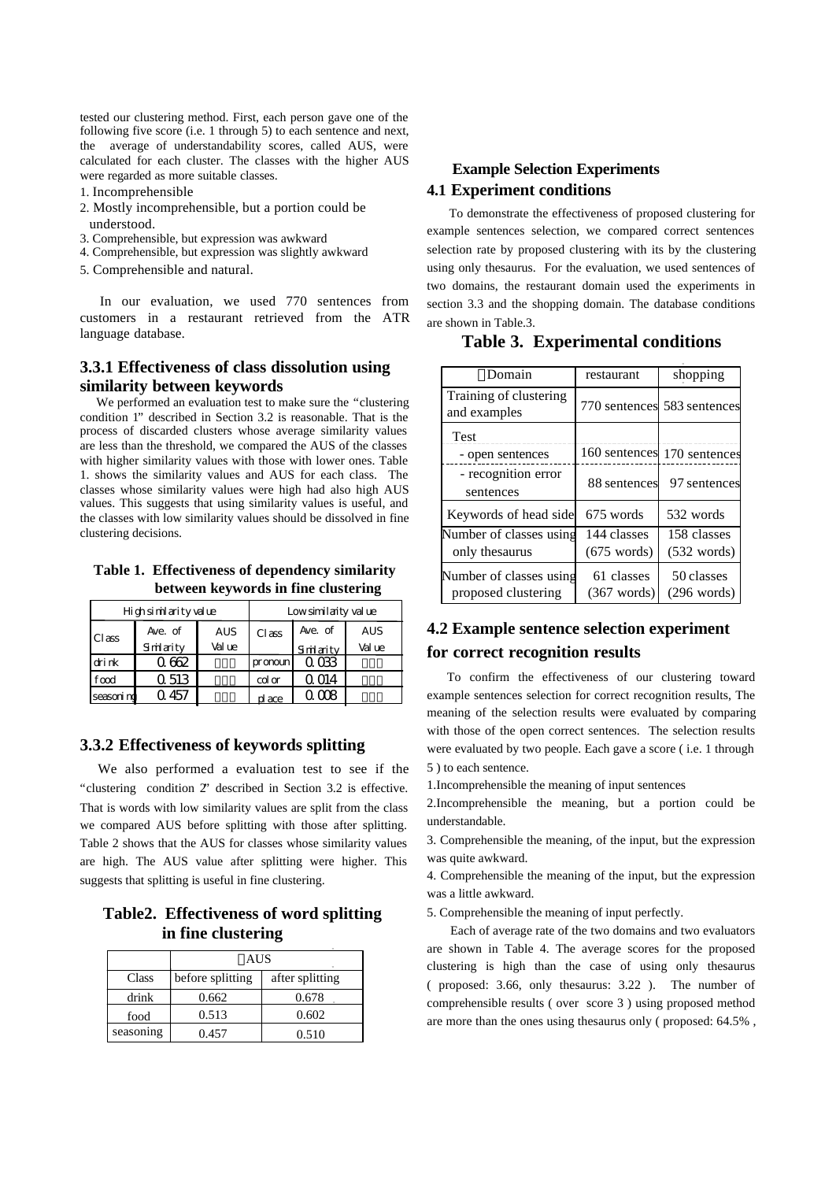tested our clustering method. First, each person gave one of the following five score (i.e. 1 through 5) to each sentence and next, the average of understandability scores, called AUS, were calculated for each cluster. The classes with the higher AUS were regarded as more suitable classes.

1. Incomprehensible
2. Mostly incomprehensible, but a portion could be understood.
3. Comprehensible, but expression was awkward
4. Comprehensible, but expression was slightly awkward
5. Comprehensible and natural.

In our evaluation, we used 770 sentences from customers in a restaurant retrieved from the ATR language database.

### 3.3.1 Effectiveness of class dissolution using similarity between keywords

We performed an evaluation test to make sure the "clustering condition 1" described in Section 3.2 is reasonable. That is the process of discarded clusters whose average similarity values are less than the threshold, we compared the AUS of the classes with higher similarity values with those with lower ones. Table 1. shows the similarity values and AUS for each class. The classes whose similarity values were high had also high AUS values. This suggests that using similarity values is useful, and the classes with low similarity values should be dissolved in fine clustering decisions.

**Table 1. Effectiveness of dependency similarity between keywords in fine clustering**

| High similarity value | | | Low similarity value | | |
|---|---|---|---|---|---|
| Class | Ave. of Similarity | AUS Value | Class | Ave. of Similarity | AUS Value |
| drink | 0.662 | | pronoun | 0.033 | |
| food | 0.513 | | color | 0.014 | |
| seasoning | 0.457 | | place | 0.008 | |

### 3.3.2 Effectiveness of keywords splitting

We also performed a evaluation test to see if the "clustering condition 2" described in Section 3.2 is effective. That is words with low similarity values are split from the class we compared AUS before splitting with those after splitting. Table 2 shows that the AUS for classes whose similarity values are high. The AUS value after splitting were higher. This suggests that splitting is useful in fine clustering.

**Table2. Effectiveness of word splitting in fine clustering**

| | AUS | |
|---|---|---|
| Class | before splitting | after splitting |
| drink | 0.662 | 0.678 |
| food | 0.513 | 0.602 |
| seasoning | 0.457 | 0.510 |

## Example Selection Experiments

### 4.1 Experiment conditions

To demonstrate the effectiveness of proposed clustering for example sentences selection, we compared correct sentences selection rate by proposed clustering with its by the clustering using only thesaurus. For the evaluation, we used sentences of two domains, the restaurant domain used the experiments in section 3.3 and the shopping domain. The database conditions are shown in Table.3.

**Table 3. Experimental conditions**

| Domain | restaurant | shopping |
|---|---|---|
| Training of clustering and examples | 770 sentences | 583 sentences |
| Test - open sentences | 160 sentences | 170 sentences |
| - recognition error sentences | 88 sentences | 97 sentences |
| Keywords of head side | 675 words | 532 words |
| Number of classes using only thesaurus | 144 classes (675 words) | 158 classes (532 words) |
| Number of classes using proposed clustering | 61 classes (367 words) | 50 classes (296 words) |

### 4.2 Example sentence selection experiment for correct recognition results

To confirm the effectiveness of our clustering toward example sentences selection for correct recognition results, The meaning of the selection results were evaluated by comparing with those of the open correct sentences. The selection results were evaluated by two people. Each gave a score ( i.e. 1 through 5 ) to each sentence.

1. Incomprehensible the meaning of input sentences
2. Incomprehensible the meaning, but a portion could be understandable.
3. Comprehensible the meaning, of the input, but the expression was quite awkward.
4. Comprehensible the meaning of the input, but the expression was a little awkward.
5. Comprehensible the meaning of input perfectly.

Each of average rate of the two domains and two evaluators are shown in Table 4. The average scores for the proposed clustering is high than the case of using only thesaurus ( proposed: 3.66, only thesaurus: 3.22 ). The number of comprehensible results ( over score 3 ) using proposed method are more than the ones using thesaurus only ( proposed: 64.5% ,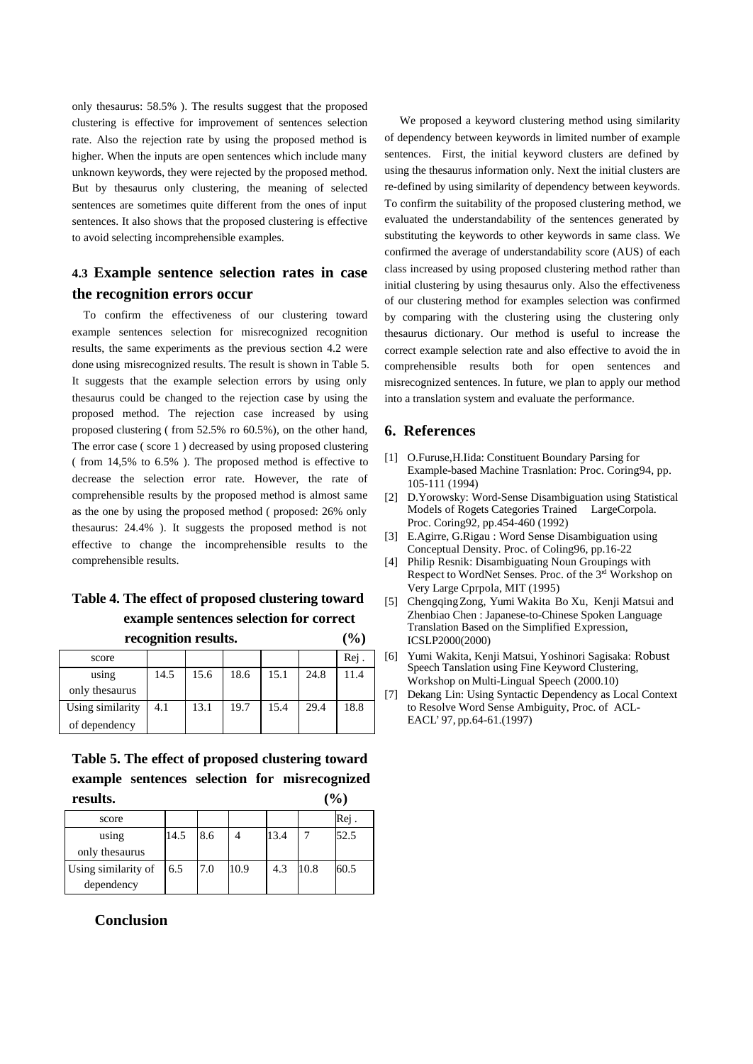only thesaurus: 58.5% ). The results suggest that the proposed clustering is effective for improvement of sentences selection rate. Also the rejection rate by using the proposed method is higher. When the inputs are open sentences which include many unknown keywords, they were rejected by the proposed method. But by thesaurus only clustering, the meaning of selected sentences are sometimes quite different from the ones of input sentences. It also shows that the proposed clustering is effective to avoid selecting incomprehensible examples.

### 4.3 Example sentence selection rates in case the recognition errors occur

To confirm the effectiveness of our clustering toward example sentences selection for misrecognized recognition results, the same experiments as the previous section 4.2 were done using misrecognized results. The result is shown in Table 5. It suggests that the example selection errors by using only thesaurus could be changed to the rejection case by using the proposed method. The rejection case increased by using proposed clustering ( from 52.5% ro 60.5%), on the other hand, The error case ( score 1 ) decreased by using proposed clustering ( from 14,5% to 6.5% ). The proposed method is effective to decrease the selection error rate. However, the rate of comprehensible results by the proposed method is almost same as the one by using the proposed method ( proposed: 26% only thesaurus: 24.4% ). It suggests the proposed method is not effective to change the incomprehensible results to the comprehensible results.

**Table 4. The effect of proposed clustering toward example sentences selection for correct recognition results. (%)**

| score | | | | | | Rej . |
|---|---|---|---|---|---|---|
| using only thesaurus | 14.5 | 15.6 | 18.6 | 15.1 | 24.8 | 11.4 |
| Using similarity of dependency | 4.1 | 13.1 | 19.7 | 15.4 | 29.4 | 18.8 |

**Table 5. The effect of proposed clustering toward example sentences selection for misrecognized results. (%)**

| score | | | | | | Rej . |
|---|---|---|---|---|---|---|
| using only thesaurus | 14.5 | 8.6 | 4 | 13.4 | 7 | 52.5 |
| Using similarity of dependency | 6.5 | 7.0 | 10.9 | 4.3 | 10.8 | 60.5 |

## Conclusion

We proposed a keyword clustering method using similarity of dependency between keywords in limited number of example sentences. First, the initial keyword clusters are defined by using the thesaurus information only. Next the initial clusters are re-defined by using similarity of dependency between keywords. To confirm the suitability of the proposed clustering method, we evaluated the understandability of the sentences generated by substituting the keywords to other keywords in same class. We confirmed the average of understandability score (AUS) of each class increased by using proposed clustering method rather than initial clustering by using thesaurus only. Also the effectiveness of our clustering method for examples selection was confirmed by comparing with the clustering using the clustering only thesaurus dictionary. Our method is useful to increase the correct example selection rate and also effective to avoid the in comprehensible results both for open sentences and misrecognized sentences. In future, we plan to apply our method into a translation system and evaluate the performance.

## 6. References

[1] O.Furuse,H.Iida: Constituent Boundary Parsing for Example-based Machine Trasnlation: Proc. Coring94, pp. 105-111 (1994)

[2] D.Yorowsky: Word-Sense Disambiguation using Statistical Models of Rogets Categories Trained LargeCorpola. Proc. Coring92, pp.454-460 (1992)

[3] E.Agirre, G.Rigau : Word Sense Disambiguation using Conceptual Density. Proc. of Coling96, pp.16-22

[4] Philip Resnik: Disambiguating Noun Groupings with Respect to WordNet Senses. Proc. of the 3rd Workshop on Very Large Cprpola, MIT (1995)

[5] Chengqing Zong, Yumi Wakita Bo Xu, Kenji Matsui and Zhenbiao Chen : Japanese-to-Chinese Spoken Language Translation Based on the Simplified Expression, ICSLP2000(2000)

[6] Yumi Wakita, Kenji Matsui, Yoshinori Sagisaka: Robust Speech Tanslation using Fine Keyword Clustering, Workshop on Multi-Lingual Speech (2000.10)

[7] Dekang Lin: Using Syntactic Dependency as Local Context to Resolve Word Sense Ambiguity, Proc. of ACL-EACL'97, pp.64-61.(1997)